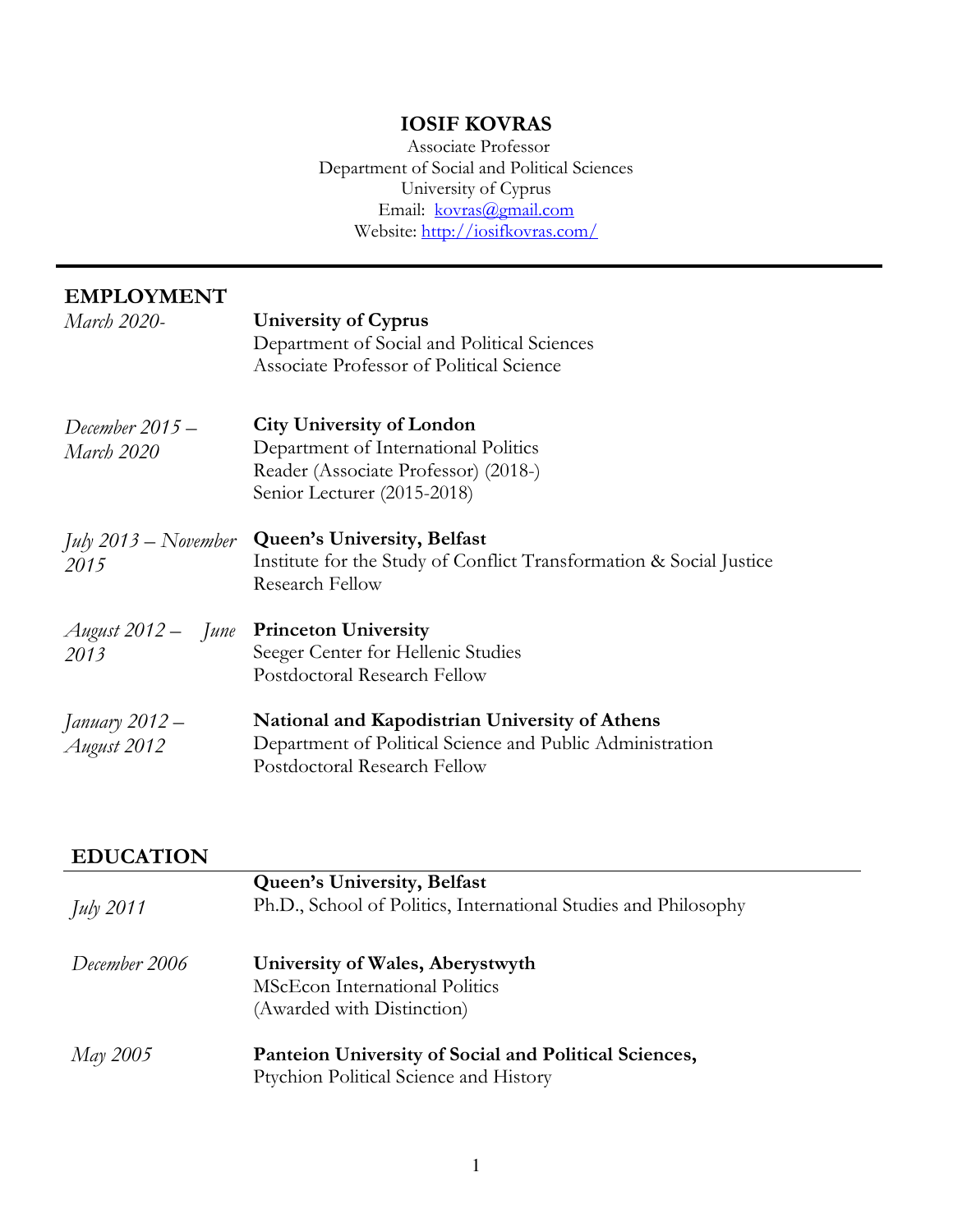# IOSIF KOVRAS

Associate Professor
Department of Social and Political Sciences
University of Cyprus
Email: kovras@gmail.com
Website: http://iosifkovras.com/

## EMPLOYMENT

*March 2020-*
**University of Cyprus**
Department of Social and Political Sciences
Associate Professor of Political Science

*December 2015 – March 2020*
**City University of London**
Department of International Politics
Reader (Associate Professor) (2018-)
Senior Lecturer (2015-2018)

*July 2013 – November 2015*
**Queen's University, Belfast**
Institute for the Study of Conflict Transformation & Social Justice
Research Fellow

*August 2012 – June 2013*
**Princeton University**
Seeger Center for Hellenic Studies
Postdoctoral Research Fellow

*January 2012 – August 2012*
**National and Kapodistrian University of Athens**
Department of Political Science and Public Administration
Postdoctoral Research Fellow

## EDUCATION

*July 2011*
**Queen's University, Belfast**
Ph.D., School of Politics, International Studies and Philosophy

*December 2006*
**University of Wales, Aberystwyth**
MScEcon International Politics
(Awarded with Distinction)

*May 2005*
**Panteion University of Social and Political Sciences,**
Ptychion Political Science and History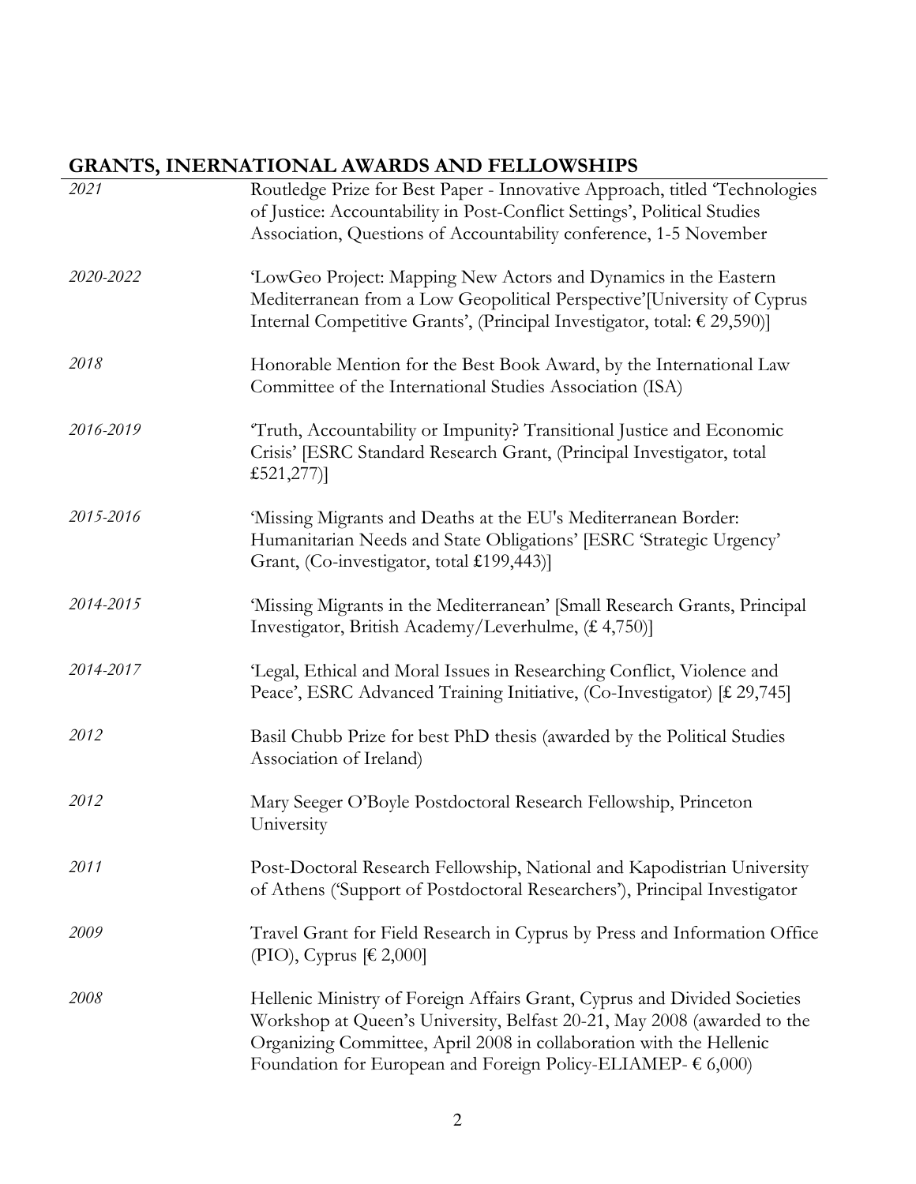## GRANTS, INERNATIONAL AWARDS AND FELLOWSHIPS

| | |
|---|---|
| *2021* | Routledge Prize for Best Paper - Innovative Approach, titled 'Technologies of Justice: Accountability in Post-Conflict Settings', Political Studies Association, Questions of Accountability conference, 1-5 November |
| *2020-2022* | 'LowGeo Project: Mapping New Actors and Dynamics in the Eastern Mediterranean from a Low Geopolitical Perspective'[University of Cyprus Internal Competitive Grants', (Principal Investigator, total: € 29,590)] |
| *2018* | Honorable Mention for the Best Book Award, by the International Law Committee of the International Studies Association (ISA) |
| *2016-2019* | 'Truth, Accountability or Impunity? Transitional Justice and Economic Crisis' [ESRC Standard Research Grant, (Principal Investigator, total £521,277)] |
| *2015-2016* | 'Missing Migrants and Deaths at the EU's Mediterranean Border: Humanitarian Needs and State Obligations' [ESRC 'Strategic Urgency' Grant, (Co-investigator, total £199,443)] |
| *2014-2015* | 'Missing Migrants in the Mediterranean' [Small Research Grants, Principal Investigator, British Academy/Leverhulme, (£ 4,750)] |
| *2014-2017* | 'Legal, Ethical and Moral Issues in Researching Conflict, Violence and Peace', ESRC Advanced Training Initiative, (Co-Investigator) [£ 29,745] |
| *2012* | Basil Chubb Prize for best PhD thesis (awarded by the Political Studies Association of Ireland) |
| *2012* | Mary Seeger O'Boyle Postdoctoral Research Fellowship, Princeton University |
| *2011* | Post-Doctoral Research Fellowship, National and Kapodistrian University of Athens ('Support of Postdoctoral Researchers'), Principal Investigator |
| *2009* | Travel Grant for Field Research in Cyprus by Press and Information Office (PIO), Cyprus [€ 2,000] |
| *2008* | Hellenic Ministry of Foreign Affairs Grant, Cyprus and Divided Societies Workshop at Queen's University, Belfast 20-21, May 2008 (awarded to the Organizing Committee, April 2008 in collaboration with the Hellenic Foundation for European and Foreign Policy-ELIAMEP- € 6,000) |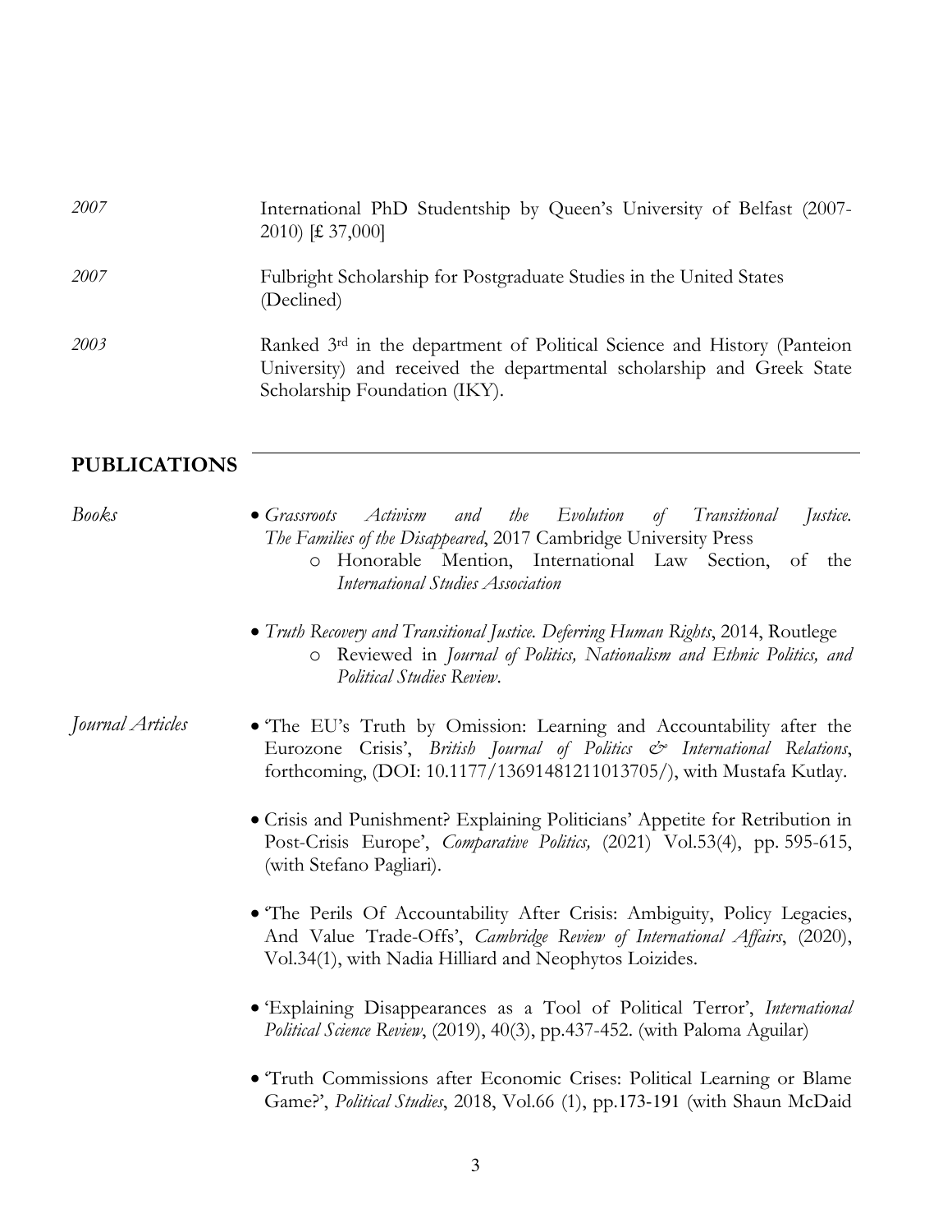*2007* International PhD Studentship by Queen's University of Belfast (2007-2010) [£ 37,000]

*2007* Fulbright Scholarship for Postgraduate Studies in the United States (Declined)

*2003* Ranked 3rd in the department of Political Science and History (Panteion University) and received the departmental scholarship and Greek State Scholarship Foundation (IKY).

## PUBLICATIONS

*Books*

- *Grassroots Activism and the Evolution of Transitional Justice. The Families of the Disappeared*, 2017 Cambridge University Press
    - Honorable Mention, International Law Section, of the *International Studies Association*
- *Truth Recovery and Transitional Justice. Deferring Human Rights*, 2014, Routlege
    - Reviewed in *Journal of Politics, Nationalism and Ethnic Politics, and Political Studies Review*.

*Journal Articles*

- 'The EU's Truth by Omission: Learning and Accountability after the Eurozone Crisis', *British Journal of Politics & International Relations*, forthcoming, (DOI: 10.1177/13691481211013705/), with Mustafa Kutlay.
- Crisis and Punishment? Explaining Politicians' Appetite for Retribution in Post-Crisis Europe', *Comparative Politics,* (2021) Vol.53(4), pp. 595-615, (with Stefano Pagliari).
- 'The Perils Of Accountability After Crisis: Ambiguity, Policy Legacies, And Value Trade-Offs', *Cambridge Review of International Affairs*, (2020), Vol.34(1), with Nadia Hilliard and Neophytos Loizides.
- 'Explaining Disappearances as a Tool of Political Terror', *International Political Science Review*, (2019), 40(3), pp.437-452. (with Paloma Aguilar)
- 'Truth Commissions after Economic Crises: Political Learning or Blame Game?', *Political Studies*, 2018, Vol.66 (1), pp.173-191 (with Shaun McDaid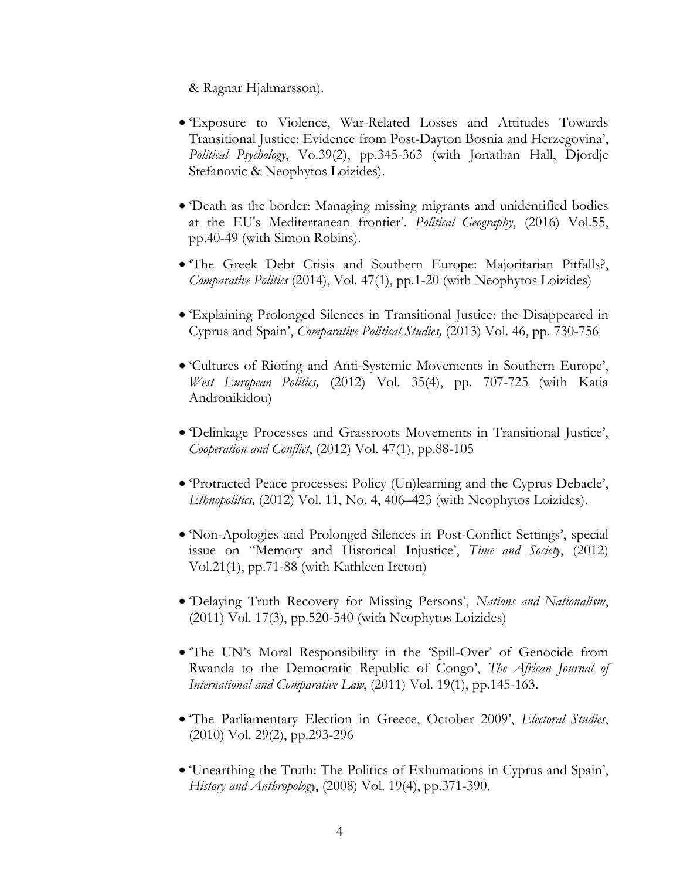& Ragnar Hjalmarsson).

- 'Exposure to Violence, War-Related Losses and Attitudes Towards Transitional Justice: Evidence from Post-Dayton Bosnia and Herzegovina', *Political Psychology*, Vo.39(2), pp.345-363 (with Jonathan Hall, Djordje Stefanovic & Neophytos Loizides).

- 'Death as the border: Managing missing migrants and unidentified bodies at the EU's Mediterranean frontier'. *Political Geography*, (2016) Vol.55, pp.40-49 (with Simon Robins).

- 'The Greek Debt Crisis and Southern Europe: Majoritarian Pitfalls?, *Comparative Politics* (2014), Vol. 47(1), pp.1-20 (with Neophytos Loizides)

- 'Explaining Prolonged Silences in Transitional Justice: the Disappeared in Cyprus and Spain', *Comparative Political Studies,* (2013) Vol. 46, pp. 730-756

- 'Cultures of Rioting and Anti-Systemic Movements in Southern Europe', *West European Politics,* (2012) Vol. 35(4), pp. 707-725 (with Katia Andronikidou)

- 'Delinkage Processes and Grassroots Movements in Transitional Justice', *Cooperation and Conflict*, (2012) Vol. 47(1), pp.88-105

- 'Protracted Peace processes: Policy (Un)learning and the Cyprus Debacle', *Ethnopolitics,* (2012) Vol. 11, No. 4, 406–423 (with Neophytos Loizides).

- 'Non-Apologies and Prolonged Silences in Post-Conflict Settings', special issue on "Memory and Historical Injustice', *Time and Society*, (2012) Vol.21(1), pp.71-88 (with Kathleen Ireton)

- 'Delaying Truth Recovery for Missing Persons', *Nations and Nationalism*, (2011) Vol. 17(3), pp.520-540 (with Neophytos Loizides)

- 'The UN's Moral Responsibility in the 'Spill-Over' of Genocide from Rwanda to the Democratic Republic of Congo', *The African Journal of International and Comparative Law*, (2011) Vol. 19(1), pp.145-163.

- 'The Parliamentary Election in Greece, October 2009', *Electoral Studies*, (2010) Vol. 29(2), pp.293-296

- 'Unearthing the Truth: The Politics of Exhumations in Cyprus and Spain', *History and Anthropology*, (2008) Vol. 19(4), pp.371-390.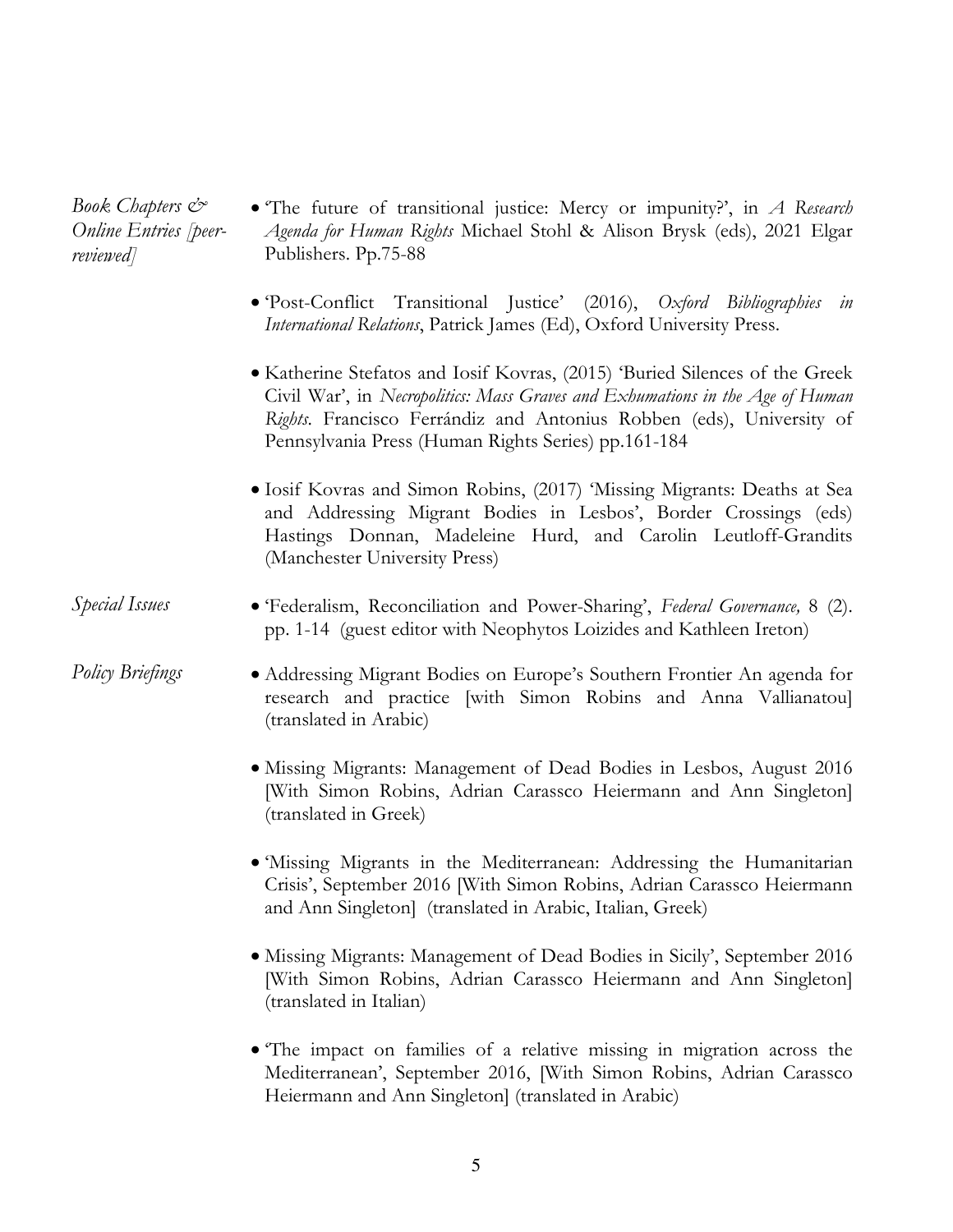*Book Chapters & Online Entries [peer-reviewed]*

- 'The future of transitional justice: Mercy or impunity?', in *A Research Agenda for Human Rights* Michael Stohl & Alison Brysk (eds), 2021 Elgar Publishers. Pp.75-88

- 'Post-Conflict Transitional Justice' (2016), *Oxford Bibliographies in International Relations*, Patrick James (Ed), Oxford University Press.

- Katherine Stefatos and Iosif Kovras, (2015) 'Buried Silences of the Greek Civil War', in *Necropolitics: Mass Graves and Exhumations in the Age of Human Rights*. Francisco Ferrándiz and Antonius Robben (eds), University of Pennsylvania Press (Human Rights Series) pp.161-184

- Iosif Kovras and Simon Robins, (2017) 'Missing Migrants: Deaths at Sea and Addressing Migrant Bodies in Lesbos', Border Crossings (eds) Hastings Donnan, Madeleine Hurd, and Carolin Leutloff-Grandits (Manchester University Press)

*Special Issues*

- 'Federalism, Reconciliation and Power-Sharing', *Federal Governance,* 8 (2). pp. 1-14 (guest editor with Neophytos Loizides and Kathleen Ireton)

*Policy Briefings*

- Addressing Migrant Bodies on Europe's Southern Frontier An agenda for research and practice [with Simon Robins and Anna Vallianatou] (translated in Arabic)

- Missing Migrants: Management of Dead Bodies in Lesbos, August 2016 [With Simon Robins, Adrian Carassco Heiermann and Ann Singleton] (translated in Greek)

- 'Missing Migrants in the Mediterranean: Addressing the Humanitarian Crisis', September 2016 [With Simon Robins, Adrian Carassco Heiermann and Ann Singleton] (translated in Arabic, Italian, Greek)

- Missing Migrants: Management of Dead Bodies in Sicily', September 2016 [With Simon Robins, Adrian Carassco Heiermann and Ann Singleton] (translated in Italian)

- 'The impact on families of a relative missing in migration across the Mediterranean', September 2016, [With Simon Robins, Adrian Carassco Heiermann and Ann Singleton] (translated in Arabic)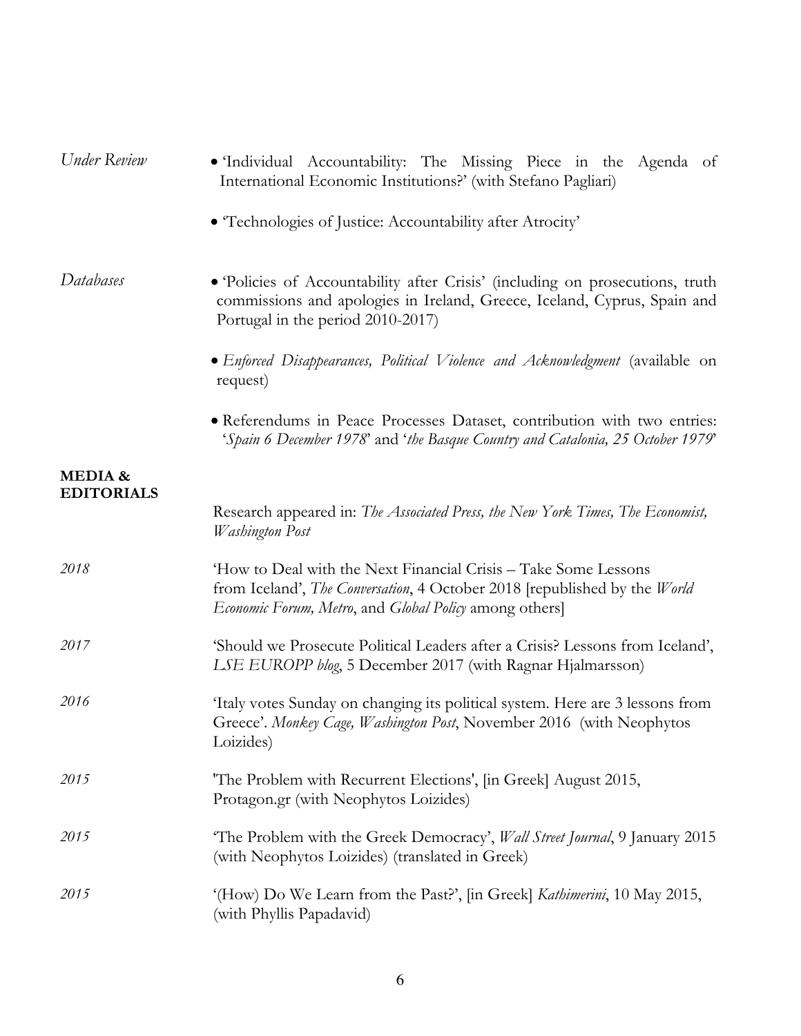*Under Review*

- 'Individual Accountability: The Missing Piece in the Agenda of International Economic Institutions?' (with Stefano Pagliari)
- 'Technologies of Justice: Accountability after Atrocity'

*Databases*

- 'Policies of Accountability after Crisis' (including on prosecutions, truth commissions and apologies in Ireland, Greece, Iceland, Cyprus, Spain and Portugal in the period 2010-2017)
- *Enforced Disappearances, Political Violence and Acknowledgment* (available on request)
- Referendums in Peace Processes Dataset, contribution with two entries: '*Spain 6 December 1978*' and '*the Basque Country and Catalonia, 25 October 1979*'

**MEDIA & EDITORIALS**

Research appeared in: *The Associated Press, the New York Times, The Economist, Washington Post*

*2018* — 'How to Deal with the Next Financial Crisis – Take Some Lessons from Iceland', *The Conversation*, 4 October 2018 [republished by the *World Economic Forum, Metro*, and *Global Policy* among others]

*2017* — 'Should we Prosecute Political Leaders after a Crisis? Lessons from Iceland', *LSE EUROPP blog*, 5 December 2017 (with Ragnar Hjalmarsson)

*2016* — 'Italy votes Sunday on changing its political system. Here are 3 lessons from Greece'. *Monkey Cage, Washington Post*, November 2016 (with Neophytos Loizides)

*2015* — 'The Problem with Recurrent Elections', [in Greek] August 2015, Protagon.gr (with Neophytos Loizides)

*2015* — 'The Problem with the Greek Democracy', *Wall Street Journal*, 9 January 2015 (with Neophytos Loizides) (translated in Greek)

*2015* — '(How) Do We Learn from the Past?', [in Greek] *Kathimerini*, 10 May 2015, (with Phyllis Papadavid)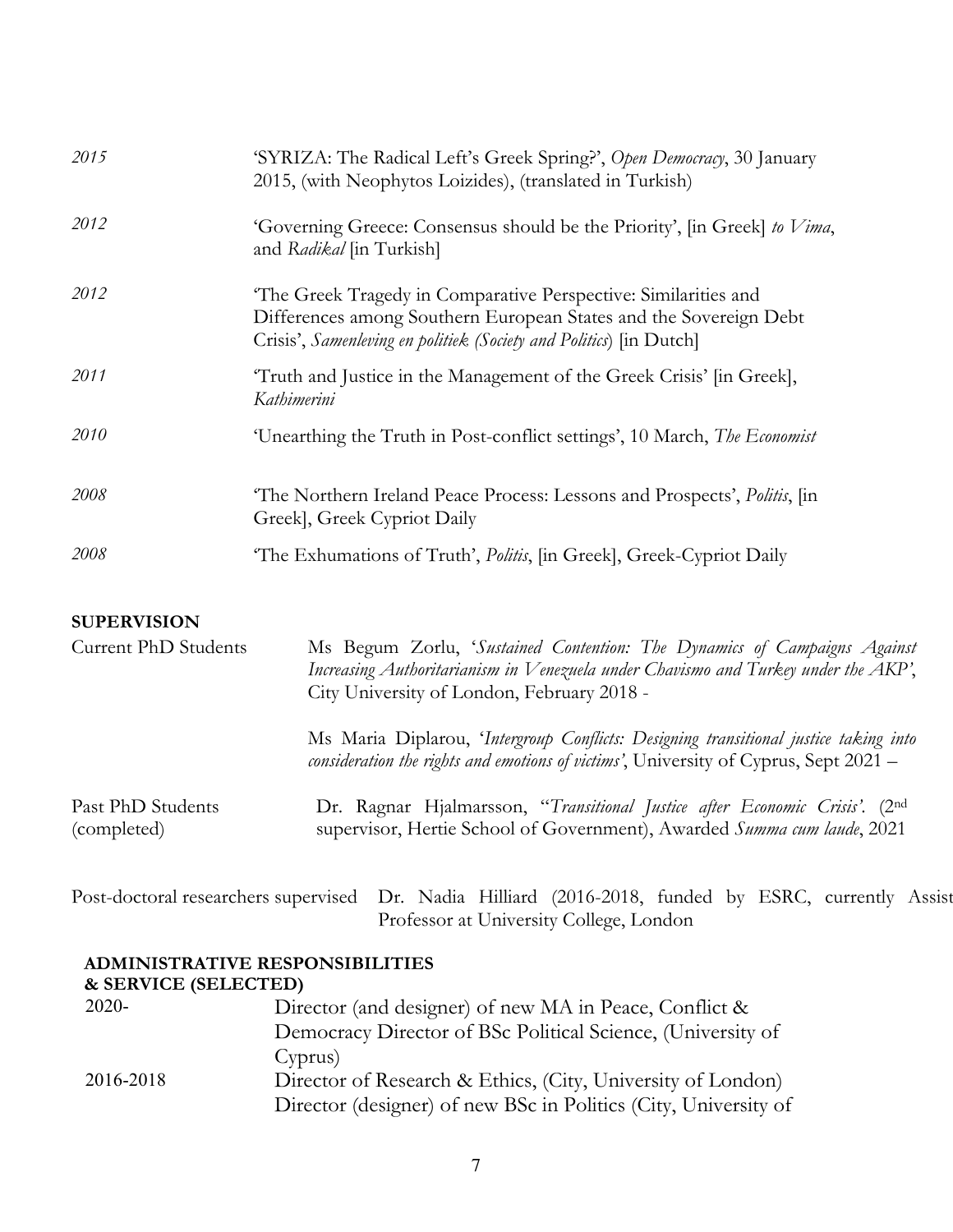| | |
|---|---|
| *2015* | 'SYRIZA: The Radical Left's Greek Spring?', *Open Democracy*, 30 January 2015, (with Neophytos Loizides), (translated in Turkish) |
| *2012* | 'Governing Greece: Consensus should be the Priority', [in Greek] *to Vima*, and *Radikal* [in Turkish] |
| *2012* | 'The Greek Tragedy in Comparative Perspective: Similarities and Differences among Southern European States and the Sovereign Debt Crisis', *Samenleving en politiek (Society and Politics*) [in Dutch] |
| *2011* | 'Truth and Justice in the Management of the Greek Crisis' [in Greek], *Kathimerini* |
| *2010* | 'Unearthing the Truth in Post-conflict settings', 10 March, *The Economist* |
| *2008* | 'The Northern Ireland Peace Process: Lessons and Prospects', *Politis*, [in Greek], Greek Cypriot Daily |
| *2008* | 'The Exhumations of Truth', *Politis*, [in Greek], Greek-Cypriot Daily |

**SUPERVISION**

| | |
|---|---|
| Current PhD Students | Ms Begum Zorlu, '*Sustained Contention: The Dynamics of Campaigns Against Increasing Authoritarianism in Venezuela under Chavismo and Turkey under the AKP'*, City University of London, February 2018 - |
| | Ms Maria Diplarou, '*Intergroup Conflicts: Designing transitional justice taking into consideration the rights and emotions of victims'*, University of Cyprus, Sept 2021 – |
| Past PhD Students (completed) | Dr. Ragnar Hjalmarsson, "*Transitional Justice after Economic Crisis'*. (2nd supervisor, Hertie School of Government), Awarded *Summa cum laude*, 2021 |

Post-doctoral researchers supervised Dr. Nadia Hilliard (2016-2018, funded by ESRC, currently Assist Professor at University College, London

**ADMINISTRATIVE RESPONSIBILITIES & SERVICE (SELECTED)**

| | |
|---|---|
| 2020- | Director (and designer) of new MA in Peace, Conflict & Democracy Director of BSc Political Science, (University of Cyprus) |
| 2016-2018 | Director of Research & Ethics, (City, University of London) Director (designer) of new BSc in Politics (City, University of |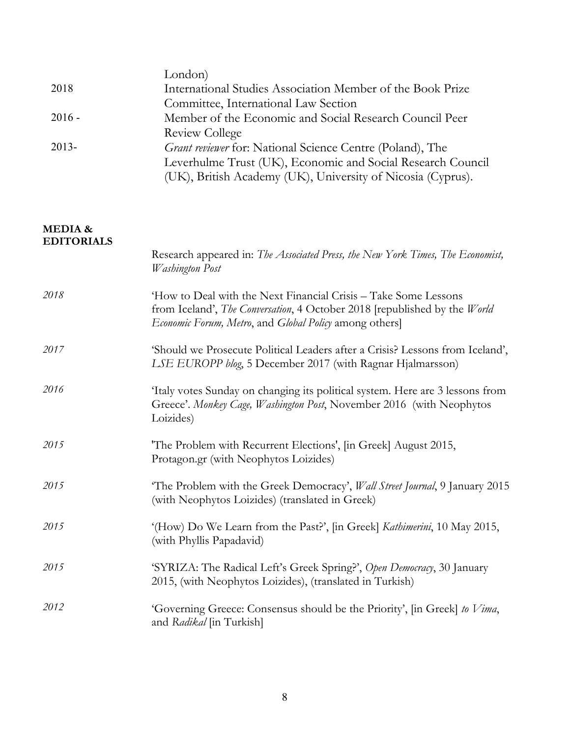| | |
|---|---|
| | London) |
| 2018 | International Studies Association Member of the Book Prize Committee, International Law Section |
| 2016 - | Member of the Economic and Social Research Council Peer Review College |
| 2013- | *Grant reviewer* for: National Science Centre (Poland), The Leverhulme Trust (UK), Economic and Social Research Council (UK), British Academy (UK), University of Nicosia (Cyprus). |

**MEDIA & EDITORIALS**

Research appeared in: *The Associated Press, the New York Times, The Economist, Washington Post*

| | |
|---|---|
| *2018* | 'How to Deal with the Next Financial Crisis – Take Some Lessons from Iceland', *The Conversation*, 4 October 2018 [republished by the *World Economic Forum, Metro*, and *Global Policy* among others] |
| *2017* | 'Should we Prosecute Political Leaders after a Crisis? Lessons from Iceland', *LSE EUROPP blog*, 5 December 2017 (with Ragnar Hjalmarsson) |
| *2016* | 'Italy votes Sunday on changing its political system. Here are 3 lessons from Greece'. *Monkey Cage, Washington Post*, November 2016 (with Neophytos Loizides) |
| *2015* | 'The Problem with Recurrent Elections', [in Greek] August 2015, Protagon.gr (with Neophytos Loizides) |
| *2015* | 'The Problem with the Greek Democracy', *Wall Street Journal*, 9 January 2015 (with Neophytos Loizides) (translated in Greek) |
| *2015* | '(How) Do We Learn from the Past?', [in Greek] *Kathimerini*, 10 May 2015, (with Phyllis Papadavid) |
| *2015* | 'SYRIZA: The Radical Left's Greek Spring?', *Open Democracy*, 30 January 2015, (with Neophytos Loizides), (translated in Turkish) |
| *2012* | 'Governing Greece: Consensus should be the Priority', [in Greek] *to Vima*, and *Radikal* [in Turkish] |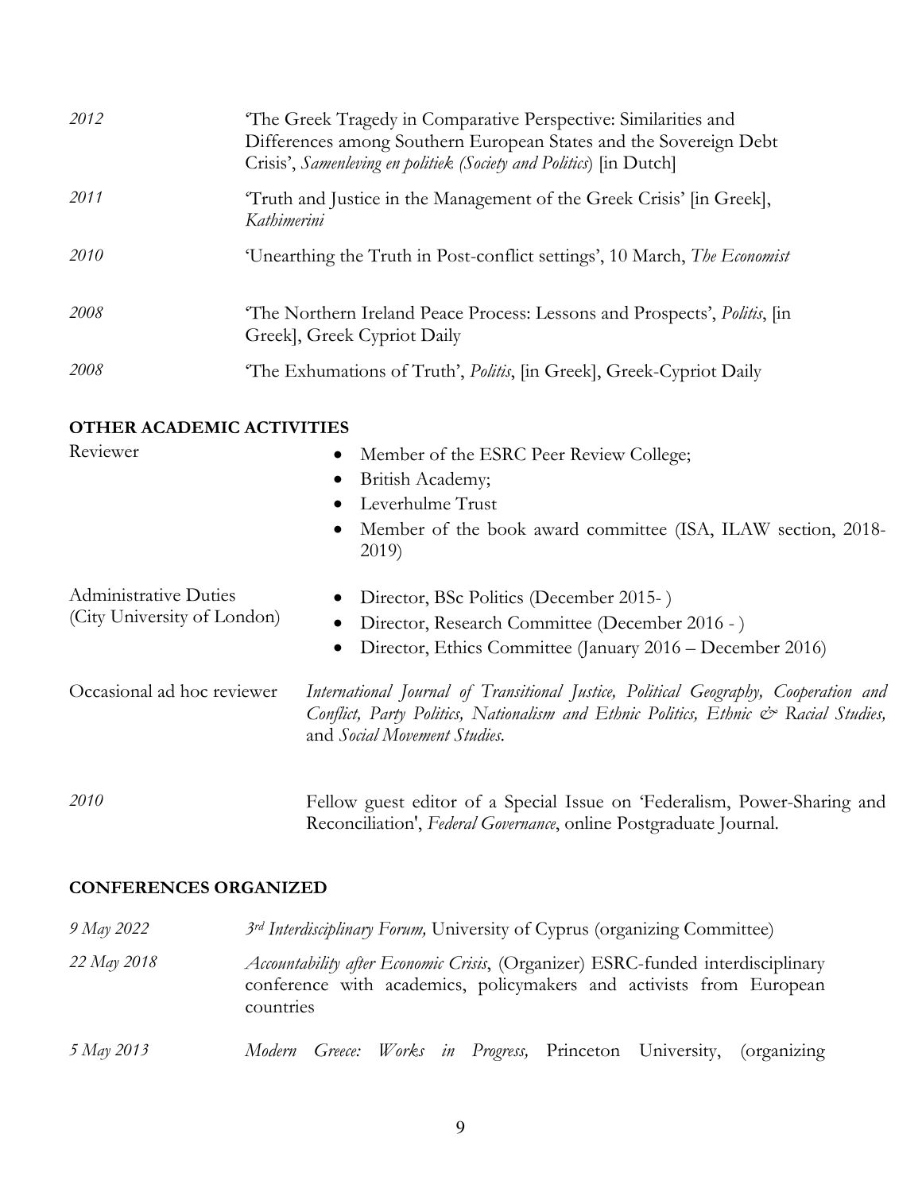| | |
|---|---|
| *2012* | 'The Greek Tragedy in Comparative Perspective: Similarities and Differences among Southern European States and the Sovereign Debt Crisis', *Samenleving en politiek (Society and Politics*) [in Dutch] |
| *2011* | 'Truth and Justice in the Management of the Greek Crisis' [in Greek], *Kathimerini* |
| *2010* | 'Unearthing the Truth in Post-conflict settings', 10 March, *The Economist* |
| *2008* | 'The Northern Ireland Peace Process: Lessons and Prospects', *Politis*, [in Greek], Greek Cypriot Daily |
| *2008* | 'The Exhumations of Truth', *Politis*, [in Greek], Greek-Cypriot Daily |

**OTHER ACADEMIC ACTIVITIES**

Reviewer

- Member of the ESRC Peer Review College;
- British Academy;
- Leverhulme Trust
- Member of the book award committee (ISA, ILAW section, 2018-2019)

Administrative Duties (City University of London)

- Director, BSc Politics (December 2015- )
- Director, Research Committee (December 2016 - )
- Director, Ethics Committee (January 2016 – December 2016)

Occasional ad hoc reviewer: *International Journal of Transitional Justice, Political Geography, Cooperation and Conflict, Party Politics, Nationalism and Ethnic Politics, Ethnic & Racial Studies,* and *Social Movement Studies.*

*2010* Fellow guest editor of a Special Issue on 'Federalism, Power-Sharing and Reconciliation', *Federal Governance*, online Postgraduate Journal.

**CONFERENCES ORGANIZED**

| | |
|---|---|
| *9 May 2022* | *3rd Interdisciplinary Forum,* University of Cyprus (organizing Committee) |
| *22 May 2018* | *Accountability after Economic Crisis*, (Organizer) ESRC-funded interdisciplinary conference with academics, policymakers and activists from European countries |
| *5 May 2013* | *Modern Greece: Works in Progress,* Princeton University, (organizing |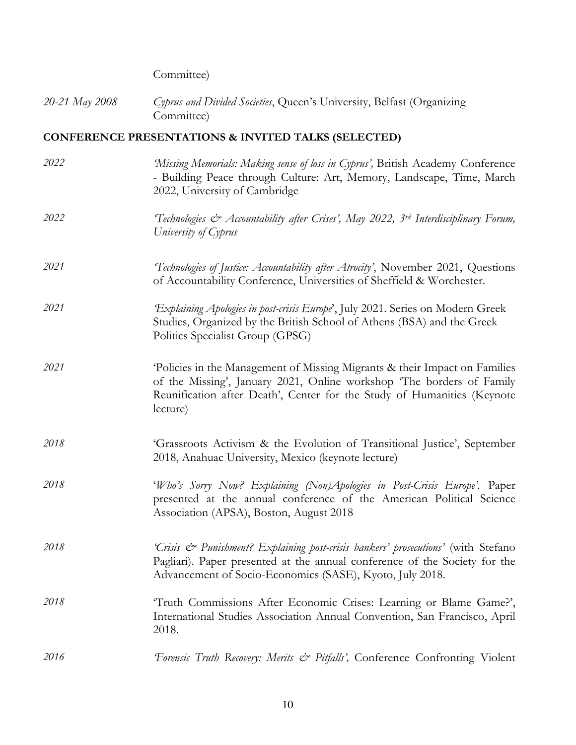Committee)

*20-21 May 2008* *Cyprus and Divided Societies*, Queen's University, Belfast (Organizing Committee)

**CONFERENCE PRESENTATIONS & INVITED TALKS (SELECTED)**

*2022* *'Missing Memorials: Making sense of loss in Cyprus',* British Academy Conference - Building Peace through Culture: Art, Memory, Landscape, Time, March 2022, University of Cambridge

*2022* *'Technologies & Accountability after Crises', May 2022, 3rd Interdisciplinary Forum, University of Cyprus*

*2021* *'Technologies of Justice: Accountability after Atrocity'*, November 2021, Questions of Accountability Conference, Universities of Sheffield & Worchester.

*2021* *'Explaining Apologies in post-crisis Europe*', July 2021. Series on Modern Greek Studies, Organized by the British School of Athens (BSA) and the Greek Politics Specialist Group (GPSG)

*2021* 'Policies in the Management of Missing Migrants & their Impact on Families of the Missing', January 2021, Online workshop 'The borders of Family Reunification after Death', Center for the Study of Humanities (Keynote lecture)

*2018* 'Grassroots Activism & the Evolution of Transitional Justice', September 2018, Anahuac University, Mexico (keynote lecture)

*2018* '*Who's Sorry Now? Explaining (Non)Apologies in Post-Crisis Europe'.* Paper presented at the annual conference of the American Political Science Association (APSA), Boston, August 2018

*2018* *'Crisis & Punishment? Explaining post-crisis bankers' prosecutions'* (with Stefano Pagliari). Paper presented at the annual conference of the Society for the Advancement of Socio-Economics (SASE), Kyoto, July 2018.

*2018* 'Truth Commissions After Economic Crises: Learning or Blame Game?', International Studies Association Annual Convention, San Francisco, April 2018.

*2016* *'Forensic Truth Recovery: Merits & Pitfalls',* Conference Confronting Violent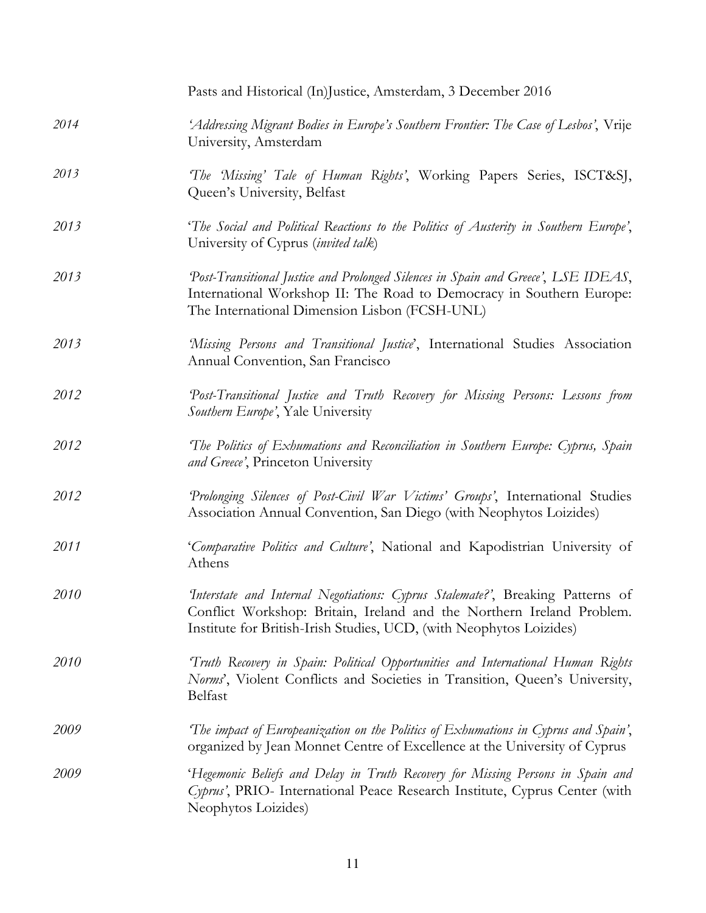Pasts and Historical (In)Justice, Amsterdam, 3 December 2016

*2014* *'Addressing Migrant Bodies in Europe's Southern Frontier: The Case of Lesbos'*, Vrije University, Amsterdam

*2013* *'The 'Missing' Tale of Human Rights'*, Working Papers Series, ISCT&SJ, Queen's University, Belfast

*2013* '*The Social and Political Reactions to the Politics of Austerity in Southern Europe'*, University of Cyprus (*invited talk*)

*2013* *'Post-Transitional Justice and Prolonged Silences in Spain and Greece'*, *LSE IDEAS*, International Workshop II: The Road to Democracy in Southern Europe: The International Dimension Lisbon (FCSH-UNL)

*2013* *'Missing Persons and Transitional Justice*', International Studies Association Annual Convention, San Francisco

*2012* *'Post-Transitional Justice and Truth Recovery for Missing Persons: Lessons from Southern Europe'*, Yale University

*2012* *'The Politics of Exhumations and Reconciliation in Southern Europe: Cyprus, Spain and Greece'*, Princeton University

*2012* *'Prolonging Silences of Post-Civil War Victims' Groups'*, International Studies Association Annual Convention, San Diego (with Neophytos Loizides)

*2011* '*Comparative Politics and Culture'*, National and Kapodistrian University of Athens

*2010* *'Interstate and Internal Negotiations: Cyprus Stalemate?'*, Breaking Patterns of Conflict Workshop: Britain, Ireland and the Northern Ireland Problem. Institute for British-Irish Studies, UCD, (with Neophytos Loizides)

*2010* *'Truth Recovery in Spain: Political Opportunities and International Human Rights Norms*', Violent Conflicts and Societies in Transition, Queen's University, Belfast

*2009* *'The impact of Europeanization on the Politics of Exhumations in Cyprus and Spain'*, organized by Jean Monnet Centre of Excellence at the University of Cyprus

*2009* '*Hegemonic Beliefs and Delay in Truth Recovery for Missing Persons in Spain and Cyprus'*, PRIO- International Peace Research Institute, Cyprus Center (with Neophytos Loizides)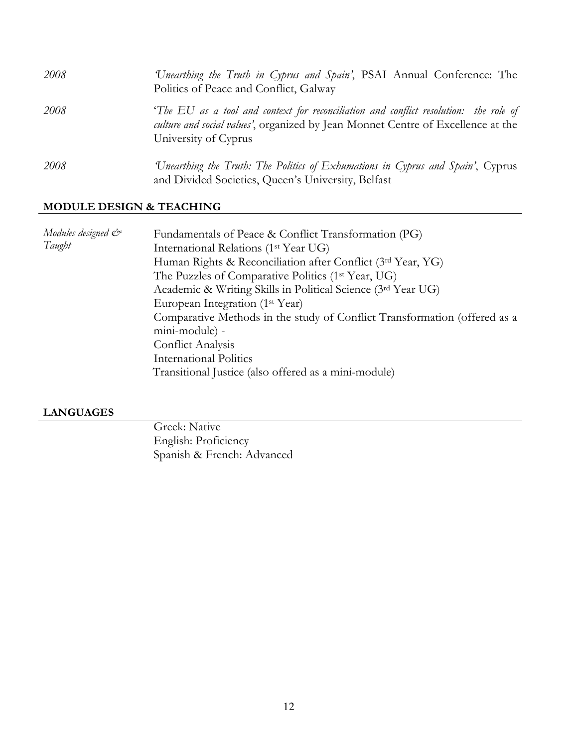*2008* *'Unearthing the Truth in Cyprus and Spain'*, PSAI Annual Conference: The Politics of Peace and Conflict, Galway

*2008* '*The EU as a tool and context for reconciliation and conflict resolution: the role of culture and social values'*, organized by Jean Monnet Centre of Excellence at the University of Cyprus

*2008* *'Unearthing the Truth: The Politics of Exhumations in Cyprus and Spain'*, Cyprus and Divided Societies, Queen's University, Belfast

## MODULE DESIGN & TEACHING

*Modules designed & Taught*

Fundamentals of Peace & Conflict Transformation (PG)
International Relations (1st Year UG)
Human Rights & Reconciliation after Conflict (3rd Year, YG)
The Puzzles of Comparative Politics (1st Year, UG)
Academic & Writing Skills in Political Science (3rd Year UG)
European Integration (1st Year)
Comparative Methods in the study of Conflict Transformation (offered as a mini-module) -
Conflict Analysis
International Politics
Transitional Justice (also offered as a mini-module)

## LANGUAGES

Greek: Native
English: Proficiency
Spanish & French: Advanced